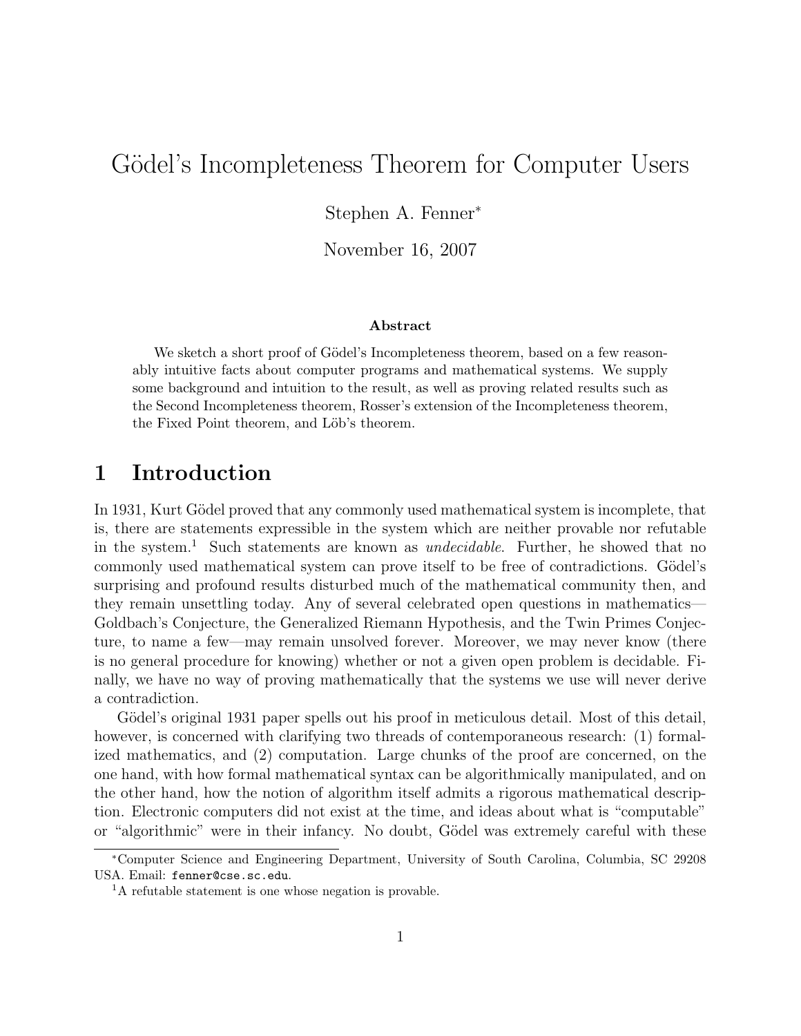# Gödel's Incompleteness Theorem for Computer Users

Stephen A. Fenner[*]

November 16, 2007

**Abstract**

We sketch a short proof of Gödel's Incompleteness theorem, based on a few reasonably intuitive facts about computer programs and mathematical systems. We supply some background and intuition to the result, as well as proving related results such as the Second Incompleteness theorem, Rosser's extension of the Incompleteness theorem, the Fixed Point theorem, and Löb's theorem.

## 1 Introduction

In 1931, Kurt Gödel proved that any commonly used mathematical system is incomplete, that is, there are statements expressible in the system which are neither provable nor refutable in the system.[1] Such statements are known as *undecidable*. Further, he showed that no commonly used mathematical system can prove itself to be free of contradictions. Gödel's surprising and profound results disturbed much of the mathematical community then, and they remain unsettling today. Any of several celebrated open questions in mathematics—Goldbach's Conjecture, the Generalized Riemann Hypothesis, and the Twin Primes Conjecture, to name a few—may remain unsolved forever. Moreover, we may never know (there is no general procedure for knowing) whether or not a given open problem is decidable. Finally, we have no way of proving mathematically that the systems we use will never derive a contradiction.

Gödel's original 1931 paper spells out his proof in meticulous detail. Most of this detail, however, is concerned with clarifying two threads of contemporaneous research: (1) formalized mathematics, and (2) computation. Large chunks of the proof are concerned, on the one hand, with how formal mathematical syntax can be algorithmically manipulated, and on the other hand, how the notion of algorithm itself admits a rigorous mathematical description. Electronic computers did not exist at the time, and ideas about what is "computable" or "algorithmic" were in their infancy. No doubt, Gödel was extremely careful with these

---

[*] Computer Science and Engineering Department, University of South Carolina, Columbia, SC 29208 USA. Email: `fenner@cse.sc.edu`.

[1] A refutable statement is one whose negation is provable.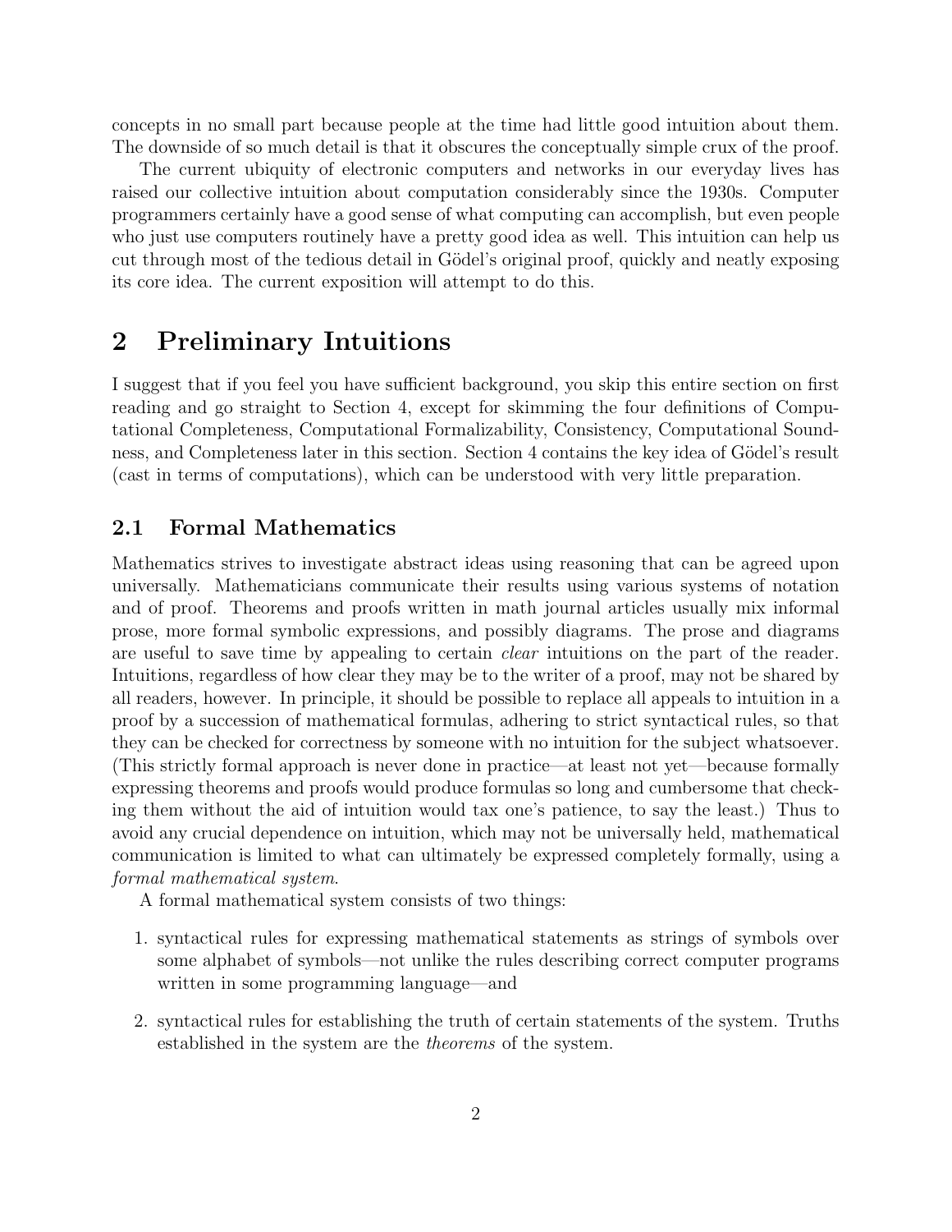concepts in no small part because people at the time had little good intuition about them. The downside of so much detail is that it obscures the conceptually simple crux of the proof.

The current ubiquity of electronic computers and networks in our everyday lives has raised our collective intuition about computation considerably since the 1930s. Computer programmers certainly have a good sense of what computing can accomplish, but even people who just use computers routinely have a pretty good idea as well. This intuition can help us cut through most of the tedious detail in Gödel's original proof, quickly and neatly exposing its core idea. The current exposition will attempt to do this.

# 2 Preliminary Intuitions

I suggest that if you feel you have sufficient background, you skip this entire section on first reading and go straight to Section 4, except for skimming the four definitions of Computational Completeness, Computational Formalizability, Consistency, Computational Soundness, and Completeness later in this section. Section 4 contains the key idea of Gödel's result (cast in terms of computations), which can be understood with very little preparation.

## 2.1 Formal Mathematics

Mathematics strives to investigate abstract ideas using reasoning that can be agreed upon universally. Mathematicians communicate their results using various systems of notation and of proof. Theorems and proofs written in math journal articles usually mix informal prose, more formal symbolic expressions, and possibly diagrams. The prose and diagrams are useful to save time by appealing to certain *clear* intuitions on the part of the reader. Intuitions, regardless of how clear they may be to the writer of a proof, may not be shared by all readers, however. In principle, it should be possible to replace all appeals to intuition in a proof by a succession of mathematical formulas, adhering to strict syntactical rules, so that they can be checked for correctness by someone with no intuition for the subject whatsoever. (This strictly formal approach is never done in practice—at least not yet—because formally expressing theorems and proofs would produce formulas so long and cumbersome that checking them without the aid of intuition would tax one's patience, to say the least.) Thus to avoid any crucial dependence on intuition, which may not be universally held, mathematical communication is limited to what can ultimately be expressed completely formally, using a *formal mathematical system*.

A formal mathematical system consists of two things:

1. syntactical rules for expressing mathematical statements as strings of symbols over some alphabet of symbols—not unlike the rules describing correct computer programs written in some programming language—and
2. syntactical rules for establishing the truth of certain statements of the system. Truths established in the system are the *theorems* of the system.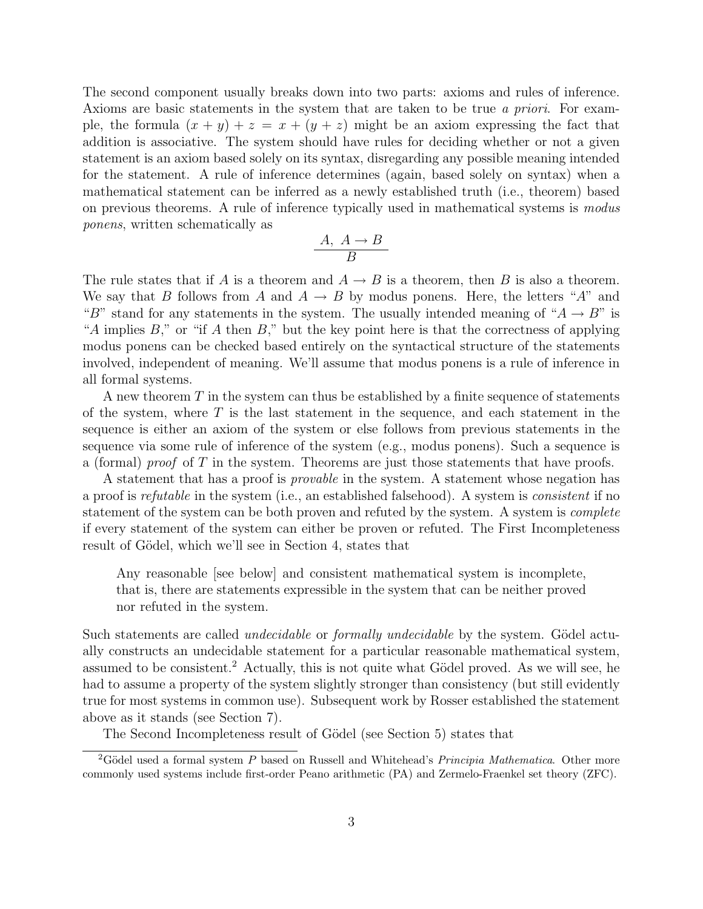The second component usually breaks down into two parts: axioms and rules of inference. Axioms are basic statements in the system that are taken to be true *a priori*. For example, the formula $(x + y) + z = x + (y + z)$ might be an axiom expressing the fact that addition is associative. The system should have rules for deciding whether or not a given statement is an axiom based solely on its syntax, disregarding any possible meaning intended for the statement. A rule of inference determines (again, based solely on syntax) when a mathematical statement can be inferred as a newly established truth (i.e., theorem) based on previous theorems. A rule of inference typically used in mathematical systems is *modus ponens*, written schematically as

$$\frac{A,\ A \to B}{B}$$

The rule states that if $A$ is a theorem and $A \to B$ is a theorem, then $B$ is also a theorem. We say that $B$ follows from $A$ and $A \to B$ by modus ponens. Here, the letters "$A$" and "$B$" stand for any statements in the system. The usually intended meaning of "$A \to B$" is "$A$ implies $B$," or "if $A$ then $B$," but the key point here is that the correctness of applying modus ponens can be checked based entirely on the syntactical structure of the statements involved, independent of meaning. We'll assume that modus ponens is a rule of inference in all formal systems.

A new theorem $T$ in the system can thus be established by a finite sequence of statements of the system, where $T$ is the last statement in the sequence, and each statement in the sequence is either an axiom of the system or else follows from previous statements in the sequence via some rule of inference of the system (e.g., modus ponens). Such a sequence is a (formal) *proof* of $T$ in the system. Theorems are just those statements that have proofs.

A statement that has a proof is *provable* in the system. A statement whose negation has a proof is *refutable* in the system (i.e., an established falsehood). A system is *consistent* if no statement of the system can be both proven and refuted by the system. A system is *complete* if every statement of the system can either be proven or refuted. The First Incompleteness result of Gödel, which we'll see in Section 4, states that

> Any reasonable [see below] and consistent mathematical system is incomplete, that is, there are statements expressible in the system that can be neither proved nor refuted in the system.

Such statements are called *undecidable* or *formally undecidable* by the system. Gödel actually constructs an undecidable statement for a particular reasonable mathematical system, assumed to be consistent.[2] Actually, this is not quite what Gödel proved. As we will see, he had to assume a property of the system slightly stronger than consistency (but still evidently true for most systems in common use). Subsequent work by Rosser established the statement above as it stands (see Section 7).

The Second Incompleteness result of Gödel (see Section 5) states that

[2] Gödel used a formal system $P$ based on Russell and Whitehead's *Principia Mathematica*. Other more commonly used systems include first-order Peano arithmetic (PA) and Zermelo-Fraenkel set theory (ZFC).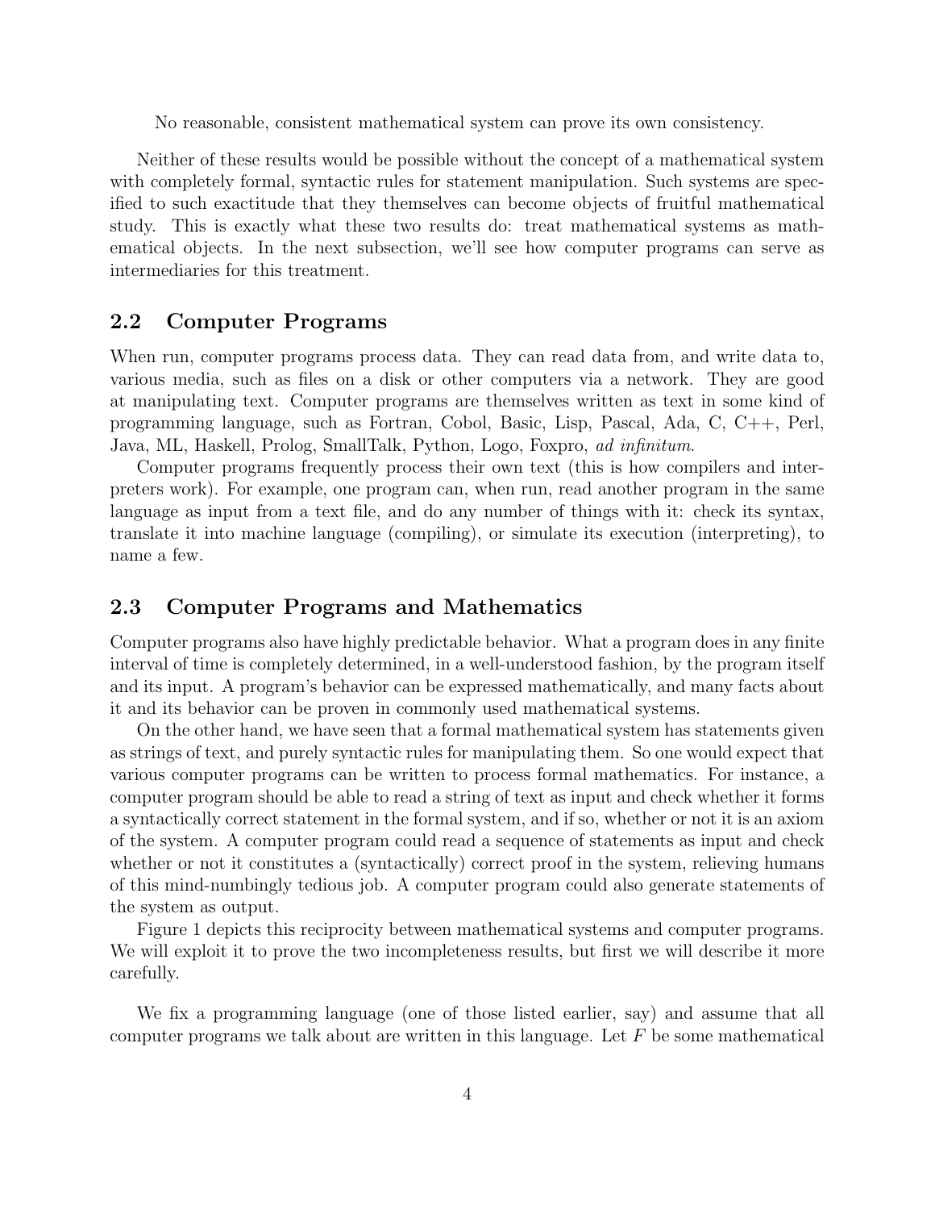No reasonable, consistent mathematical system can prove its own consistency.

Neither of these results would be possible without the concept of a mathematical system with completely formal, syntactic rules for statement manipulation. Such systems are specified to such exactitude that they themselves can become objects of fruitful mathematical study. This is exactly what these two results do: treat mathematical systems as mathematical objects. In the next subsection, we'll see how computer programs can serve as intermediaries for this treatment.

## 2.2 Computer Programs

When run, computer programs process data. They can read data from, and write data to, various media, such as files on a disk or other computers via a network. They are good at manipulating text. Computer programs are themselves written as text in some kind of programming language, such as Fortran, Cobol, Basic, Lisp, Pascal, Ada, C, C++, Perl, Java, ML, Haskell, Prolog, SmallTalk, Python, Logo, Foxpro, *ad infinitum*.

Computer programs frequently process their own text (this is how compilers and interpreters work). For example, one program can, when run, read another program in the same language as input from a text file, and do any number of things with it: check its syntax, translate it into machine language (compiling), or simulate its execution (interpreting), to name a few.

## 2.3 Computer Programs and Mathematics

Computer programs also have highly predictable behavior. What a program does in any finite interval of time is completely determined, in a well-understood fashion, by the program itself and its input. A program's behavior can be expressed mathematically, and many facts about it and its behavior can be proven in commonly used mathematical systems.

On the other hand, we have seen that a formal mathematical system has statements given as strings of text, and purely syntactic rules for manipulating them. So one would expect that various computer programs can be written to process formal mathematics. For instance, a computer program should be able to read a string of text as input and check whether it forms a syntactically correct statement in the formal system, and if so, whether or not it is an axiom of the system. A computer program could read a sequence of statements as input and check whether or not it constitutes a (syntactically) correct proof in the system, relieving humans of this mind-numbingly tedious job. A computer program could also generate statements of the system as output.

Figure 1 depicts this reciprocity between mathematical systems and computer programs. We will exploit it to prove the two incompleteness results, but first we will describe it more carefully.

We fix a programming language (one of those listed earlier, say) and assume that all computer programs we talk about are written in this language. Let $F$ be some mathematical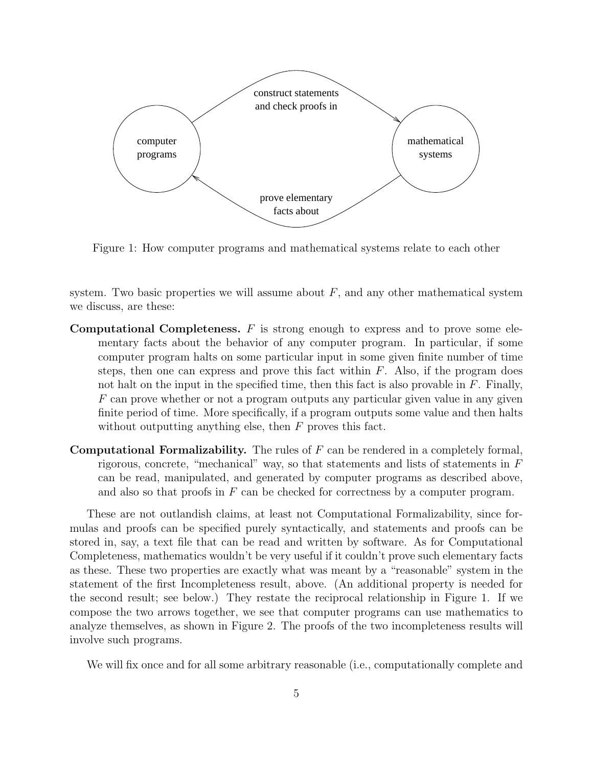Figure 1: How computer programs and mathematical systems relate to each other

system. Two basic properties we will assume about $F$, and any other mathematical system we discuss, are these:

**Computational Completeness.** $F$ is strong enough to express and to prove some elementary facts about the behavior of any computer program. In particular, if some computer program halts on some particular input in some given finite number of time steps, then one can express and prove this fact within $F$. Also, if the program does not halt on the input in the specified time, then this fact is also provable in $F$. Finally, $F$ can prove whether or not a program outputs any particular given value in any given finite period of time. More specifically, if a program outputs some value and then halts without outputting anything else, then $F$ proves this fact.

**Computational Formalizability.** The rules of $F$ can be rendered in a completely formal, rigorous, concrete, "mechanical" way, so that statements and lists of statements in $F$ can be read, manipulated, and generated by computer programs as described above, and also so that proofs in $F$ can be checked for correctness by a computer program.

These are not outlandish claims, at least not Computational Formalizability, since formulas and proofs can be specified purely syntactically, and statements and proofs can be stored in, say, a text file that can be read and written by software. As for Computational Completeness, mathematics wouldn't be very useful if it couldn't prove such elementary facts as these. These two properties are exactly what was meant by a "reasonable" system in the statement of the first Incompleteness result, above. (An additional property is needed for the second result; see below.) They restate the reciprocal relationship in Figure 1. If we compose the two arrows together, we see that computer programs can use mathematics to analyze themselves, as shown in Figure 2. The proofs of the two incompleteness results will involve such programs.

We will fix once and for all some arbitrary reasonable (i.e., computationally complete and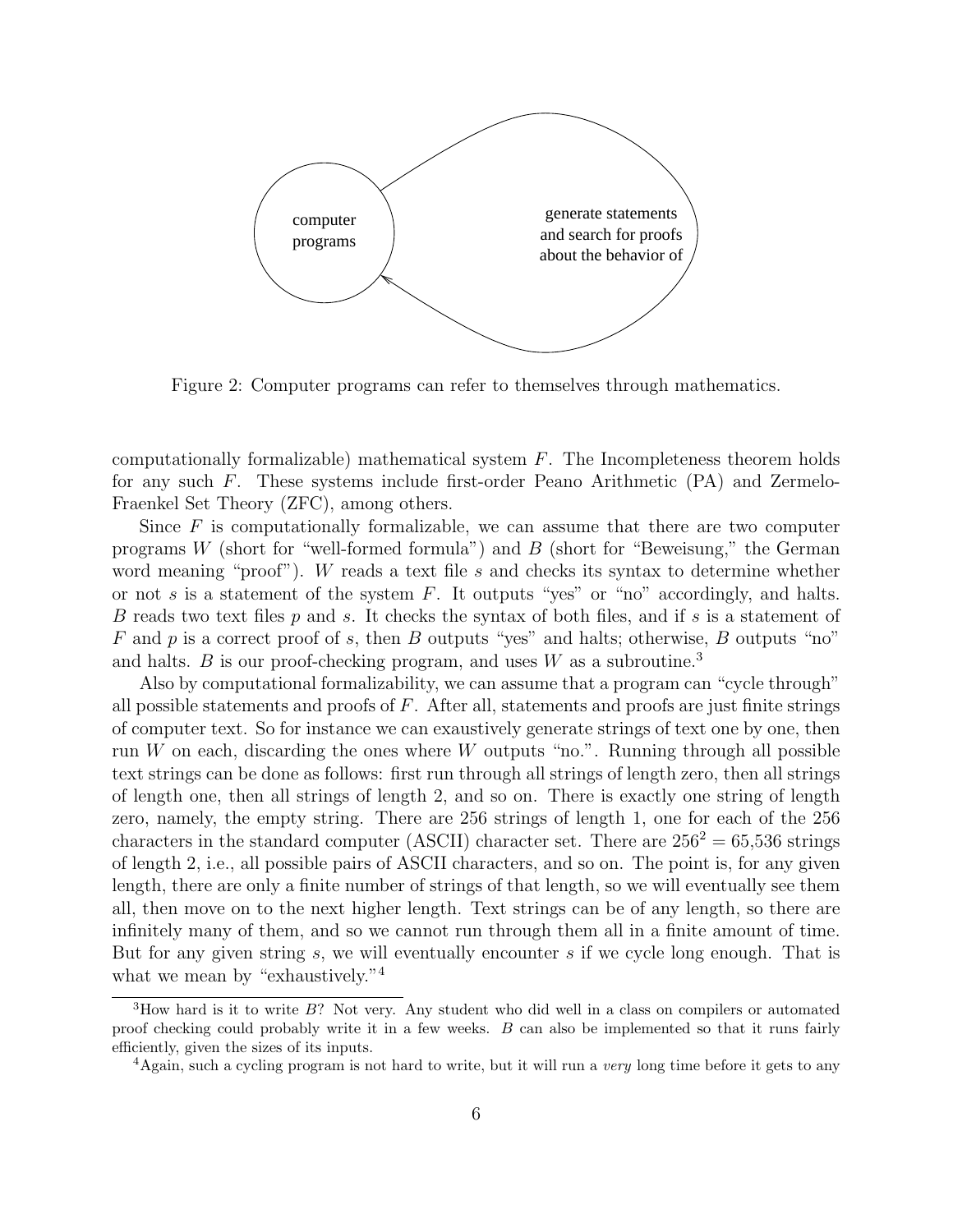computer programs

generate statements and search for proofs about the behavior of

Figure 2: Computer programs can refer to themselves through mathematics.

computationally formalizable) mathematical system $F$. The Incompleteness theorem holds for any such $F$. These systems include first-order Peano Arithmetic (PA) and Zermelo-Fraenkel Set Theory (ZFC), among others.

Since $F$ is computationally formalizable, we can assume that there are two computer programs $W$ (short for "well-formed formula") and $B$ (short for "Beweisung," the German word meaning "proof"). $W$ reads a text file $s$ and checks its syntax to determine whether or not $s$ is a statement of the system $F$. It outputs "yes" or "no" accordingly, and halts. $B$ reads two text files $p$ and $s$. It checks the syntax of both files, and if $s$ is a statement of $F$ and $p$ is a correct proof of $s$, then $B$ outputs "yes" and halts; otherwise, $B$ outputs "no" and halts. $B$ is our proof-checking program, and uses $W$ as a subroutine.[3]

Also by computational formalizability, we can assume that a program can "cycle through" all possible statements and proofs of $F$. After all, statements and proofs are just finite strings of computer text. So for instance we can exaustively generate strings of text one by one, then run $W$ on each, discarding the ones where $W$ outputs "no.". Running through all possible text strings can be done as follows: first run through all strings of length zero, then all strings of length one, then all strings of length 2, and so on. There is exactly one string of length zero, namely, the empty string. There are 256 strings of length 1, one for each of the 256 characters in the standard computer (ASCII) character set. There are $256^2 = 65{,}536$ strings of length 2, i.e., all possible pairs of ASCII characters, and so on. The point is, for any given length, there are only a finite number of strings of that length, so we will eventually see them all, then move on to the next higher length. Text strings can be of any length, so there are infinitely many of them, and so we cannot run through them all in a finite amount of time. But for any given string $s$, we will eventually encounter $s$ if we cycle long enough. That is what we mean by "exhaustively."[4]

[3]How hard is it to write $B$? Not very. Any student who did well in a class on compilers or automated proof checking could probably write it in a few weeks. $B$ can also be implemented so that it runs fairly efficiently, given the sizes of its inputs.

[4]Again, such a cycling program is not hard to write, but it will run a *very* long time before it gets to any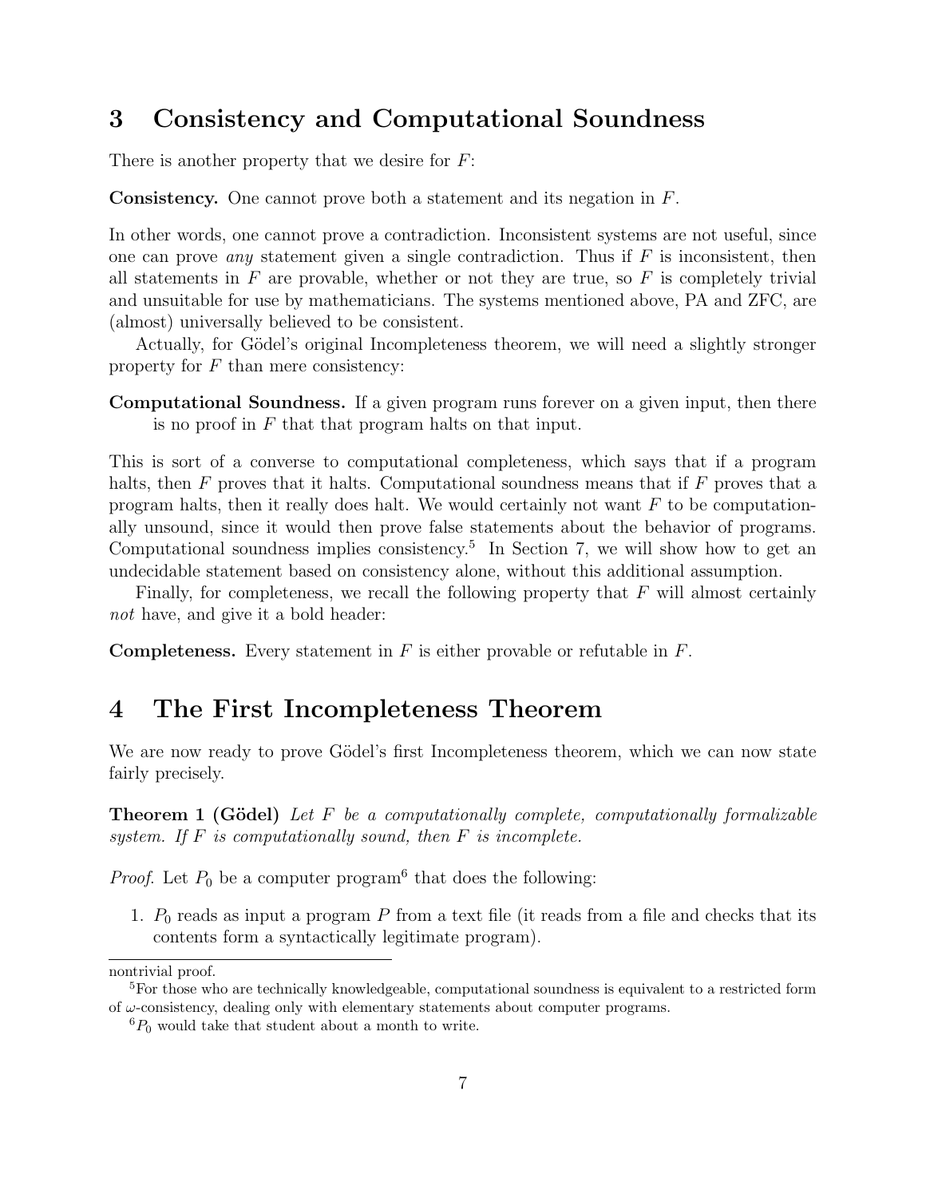# 3 Consistency and Computational Soundness

There is another property that we desire for $F$:

**Consistency.** One cannot prove both a statement and its negation in $F$.

In other words, one cannot prove a contradiction. Inconsistent systems are not useful, since one can prove *any* statement given a single contradiction. Thus if $F$ is inconsistent, then all statements in $F$ are provable, whether or not they are true, so $F$ is completely trivial and unsuitable for use by mathematicians. The systems mentioned above, PA and ZFC, are (almost) universally believed to be consistent.

Actually, for Gödel's original Incompleteness theorem, we will need a slightly stronger property for $F$ than mere consistency:

**Computational Soundness.** If a given program runs forever on a given input, then there is no proof in $F$ that that program halts on that input.

This is sort of a converse to computational completeness, which says that if a program halts, then $F$ proves that it halts. Computational soundness means that if $F$ proves that a program halts, then it really does halt. We would certainly not want $F$ to be computationally unsound, since it would then prove false statements about the behavior of programs. Computational soundness implies consistency.[5] In Section 7, we will show how to get an undecidable statement based on consistency alone, without this additional assumption.

Finally, for completeness, we recall the following property that $F$ will almost certainly *not* have, and give it a bold header:

**Completeness.** Every statement in $F$ is either provable or refutable in $F$.

# 4 The First Incompleteness Theorem

We are now ready to prove Gödel's first Incompleteness theorem, which we can now state fairly precisely.

**Theorem 1 (Gödel)** *Let $F$ be a computationally complete, computationally formalizable system. If $F$ is computationally sound, then $F$ is incomplete.*

*Proof.* Let $P_0$ be a computer program[6] that does the following:

1. $P_0$ reads as input a program $P$ from a text file (it reads from a file and checks that its contents form a syntactically legitimate program).

---

nontrivial proof.

[5] For those who are technically knowledgeable, computational soundness is equivalent to a restricted form of $\omega$-consistency, dealing only with elementary statements about computer programs.

[6] $P_0$ would take that student about a month to write.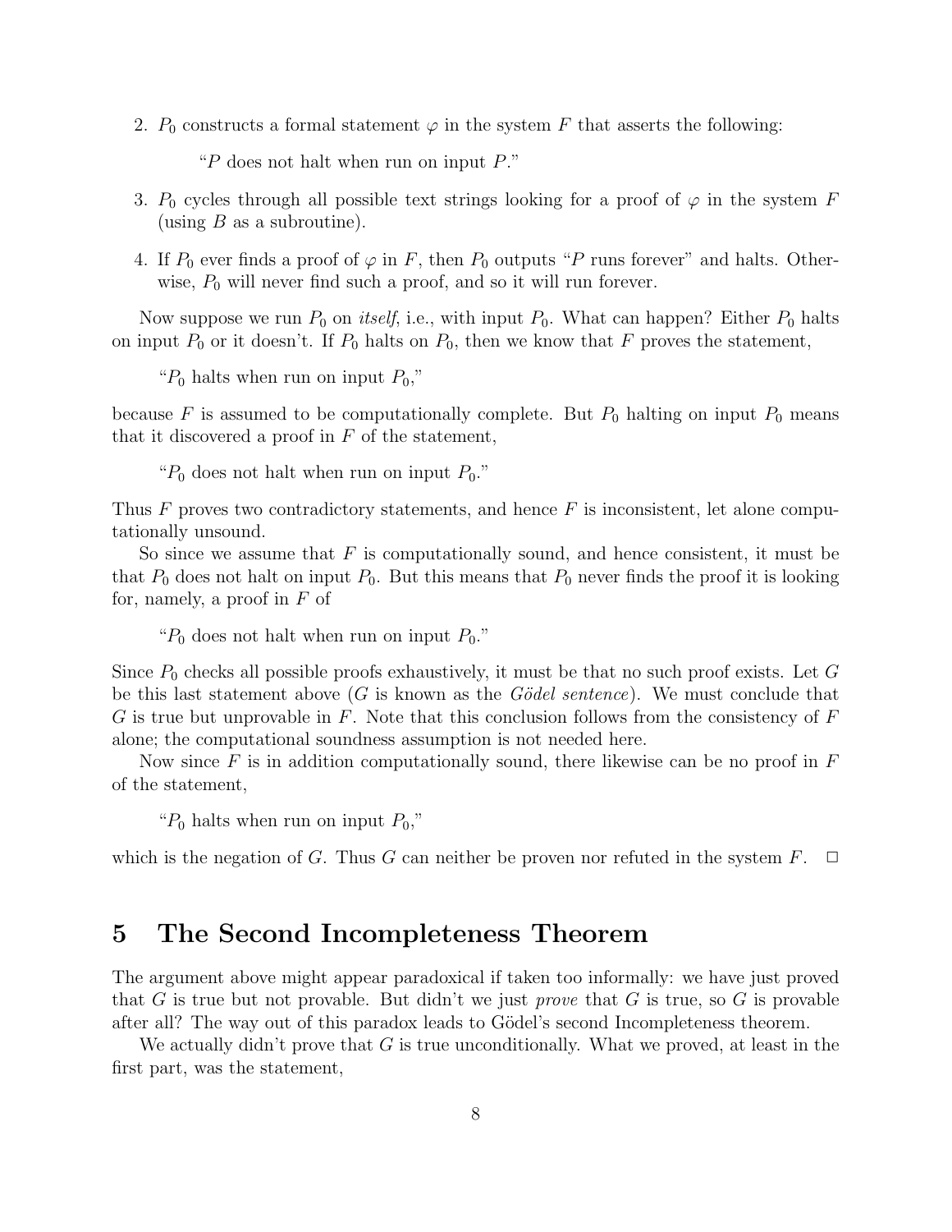2. $P_0$ constructs a formal statement $\varphi$ in the system $F$ that asserts the following:

   "$P$ does not halt when run on input $P$."

3. $P_0$ cycles through all possible text strings looking for a proof of $\varphi$ in the system $F$ (using $B$ as a subroutine).

4. If $P_0$ ever finds a proof of $\varphi$ in $F$, then $P_0$ outputs "$P$ runs forever" and halts. Otherwise, $P_0$ will never find such a proof, and so it will run forever.

Now suppose we run $P_0$ on *itself*, i.e., with input $P_0$. What can happen? Either $P_0$ halts on input $P_0$ or it doesn't. If $P_0$ halts on $P_0$, then we know that $F$ proves the statement,

> "$P_0$ halts when run on input $P_0$,"

because $F$ is assumed to be computationally complete. But $P_0$ halting on input $P_0$ means that it discovered a proof in $F$ of the statement,

> "$P_0$ does not halt when run on input $P_0$."

Thus $F$ proves two contradictory statements, and hence $F$ is inconsistent, let alone computationally unsound.

So since we assume that $F$ is computationally sound, and hence consistent, it must be that $P_0$ does not halt on input $P_0$. But this means that $P_0$ never finds the proof it is looking for, namely, a proof in $F$ of

> "$P_0$ does not halt when run on input $P_0$."

Since $P_0$ checks all possible proofs exhaustively, it must be that no such proof exists. Let $G$ be this last statement above ($G$ is known as the *Gödel sentence*). We must conclude that $G$ is true but unprovable in $F$. Note that this conclusion follows from the consistency of $F$ alone; the computational soundness assumption is not needed here.

Now since $F$ is in addition computationally sound, there likewise can be no proof in $F$ of the statement,

> "$P_0$ halts when run on input $P_0$,"

which is the negation of $G$. Thus $G$ can neither be proven nor refuted in the system $F$. □

# 5 The Second Incompleteness Theorem

The argument above might appear paradoxical if taken too informally: we have just proved that $G$ is true but not provable. But didn't we just *prove* that $G$ is true, so $G$ is provable after all? The way out of this paradox leads to Gödel's second Incompleteness theorem.

We actually didn't prove that $G$ is true unconditionally. What we proved, at least in the first part, was the statement,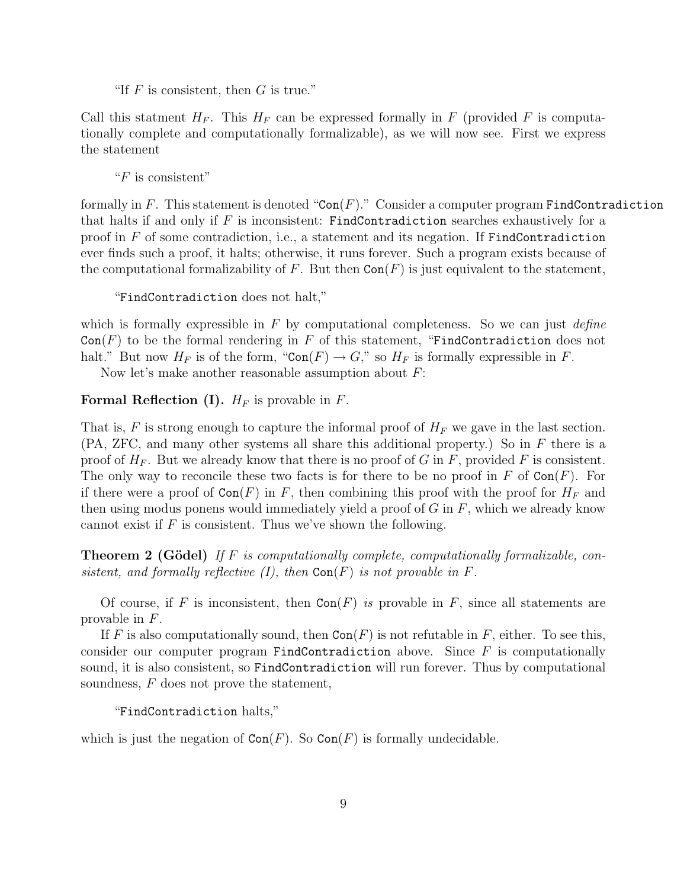"If $F$ is consistent, then $G$ is true."

Call this statment $H_F$. This $H_F$ can be expressed formally in $F$ (provided $F$ is computationally complete and computationally formalizable), as we will now see. First we express the statement

"$F$ is consistent"

formally in $F$. This statement is denoted "`Con`$(F)$." Consider a computer program `FindContradiction` that halts if and only if $F$ is inconsistent: `FindContradiction` searches exhaustively for a proof in $F$ of some contradiction, i.e., a statement and its negation. If `FindContradiction` ever finds such a proof, it halts; otherwise, it runs forever. Such a program exists because of the computational formalizability of $F$. But then `Con`$(F)$ is just equivalent to the statement,

"`FindContradiction` does not halt,"

which is formally expressible in $F$ by computational completeness. So we can just *define* `Con`$(F)$ to be the formal rendering in $F$ of this statement, "`FindContradiction` does not halt." But now $H_F$ is of the form, "`Con`$(F) \rightarrow G$," so $H_F$ is formally expressible in $F$.

Now let's make another reasonable assumption about $F$:

**Formal Reflection (I).** $H_F$ is provable in $F$.

That is, $F$ is strong enough to capture the informal proof of $H_F$ we gave in the last section. (PA, ZFC, and many other systems all share this additional property.) So in $F$ there is a proof of $H_F$. But we already know that there is no proof of $G$ in $F$, provided $F$ is consistent. The only way to reconcile these two facts is for there to be no proof in $F$ of `Con`$(F)$. For if there were a proof of `Con`$(F)$ in $F$, then combining this proof with the proof for $H_F$ and then using modus ponens would immediately yield a proof of $G$ in $F$, which we already know cannot exist if $F$ is consistent. Thus we've shown the following.

**Theorem 2 (Gödel)** *If $F$ is computationally complete, computationally formalizable, consistent, and formally reflective (I), then* `Con`$(F)$ *is not provable in $F$.*

Of course, if $F$ is inconsistent, then `Con`$(F)$ *is* provable in $F$, since all statements are provable in $F$.

If $F$ is also computationally sound, then `Con`$(F)$ is not refutable in $F$, either. To see this, consider our computer program `FindContradiction` above. Since $F$ is computationally sound, it is also consistent, so `FindContradiction` will run forever. Thus by computational soundness, $F$ does not prove the statement,

"`FindContradiction` halts,"

which is just the negation of `Con`$(F)$. So `Con`$(F)$ is formally undecidable.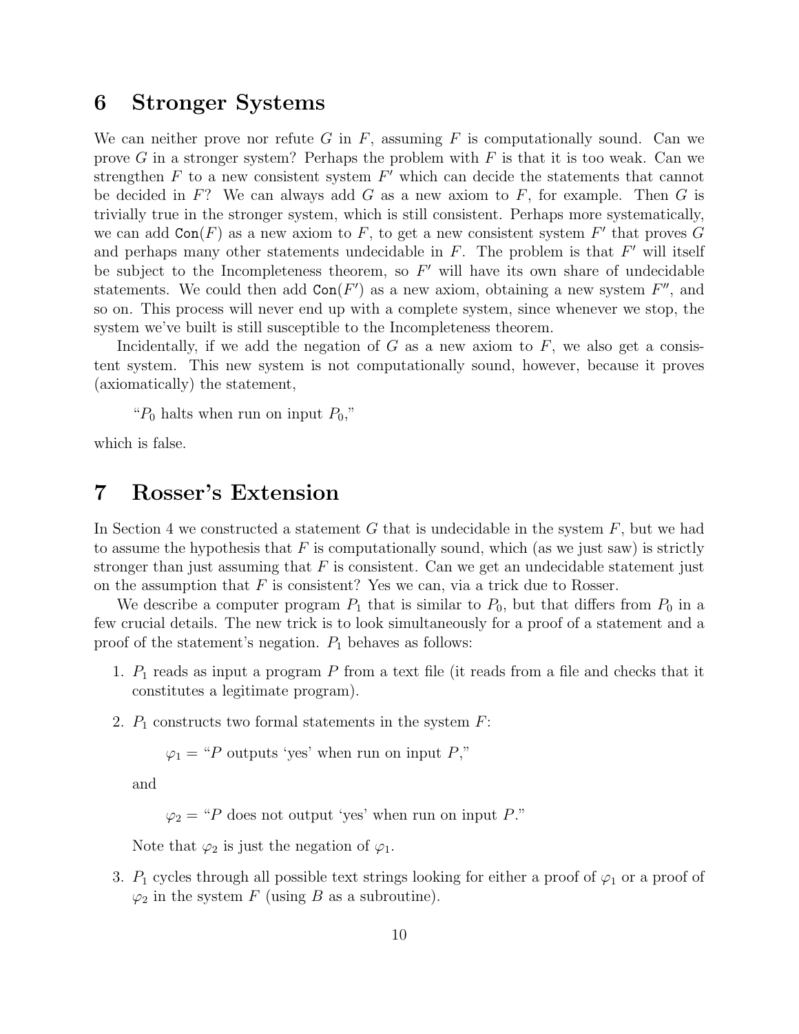## 6 Stronger Systems

We can neither prove nor refute $G$ in $F$, assuming $F$ is computationally sound. Can we prove $G$ in a stronger system? Perhaps the problem with $F$ is that it is too weak. Can we strengthen $F$ to a new consistent system $F'$ which can decide the statements that cannot be decided in $F$? We can always add $G$ as a new axiom to $F$, for example. Then $G$ is trivially true in the stronger system, which is still consistent. Perhaps more systematically, we can add $\texttt{Con}(F)$ as a new axiom to $F$, to get a new consistent system $F'$ that proves $G$ and perhaps many other statements undecidable in $F$. The problem is that $F'$ will itself be subject to the Incompleteness theorem, so $F'$ will have its own share of undecidable statements. We could then add $\texttt{Con}(F')$ as a new axiom, obtaining a new system $F''$, and so on. This process will never end up with a complete system, since whenever we stop, the system we've built is still susceptible to the Incompleteness theorem.

Incidentally, if we add the negation of $G$ as a new axiom to $F$, we also get a consistent system. This new system is not computationally sound, however, because it proves (axiomatically) the statement,

> "$P_0$ halts when run on input $P_0$,"

which is false.

## 7 Rosser's Extension

In Section 4 we constructed a statement $G$ that is undecidable in the system $F$, but we had to assume the hypothesis that $F$ is computationally sound, which (as we just saw) is strictly stronger than just assuming that $F$ is consistent. Can we get an undecidable statement just on the assumption that $F$ is consistent? Yes we can, via a trick due to Rosser.

We describe a computer program $P_1$ that is similar to $P_0$, but that differs from $P_0$ in a few crucial details. The new trick is to look simultaneously for a proof of a statement and a proof of the statement's negation. $P_1$ behaves as follows:

1. $P_1$ reads as input a program $P$ from a text file (it reads from a file and checks that it constitutes a legitimate program).
2. $P_1$ constructs two formal statements in the system $F$:

   $\varphi_1$ = "$P$ outputs 'yes' when run on input $P$,"

   and

   $\varphi_2$ = "$P$ does not output 'yes' when run on input $P$."

   Note that $\varphi_2$ is just the negation of $\varphi_1$.
3. $P_1$ cycles through all possible text strings looking for either a proof of $\varphi_1$ or a proof of $\varphi_2$ in the system $F$ (using $B$ as a subroutine).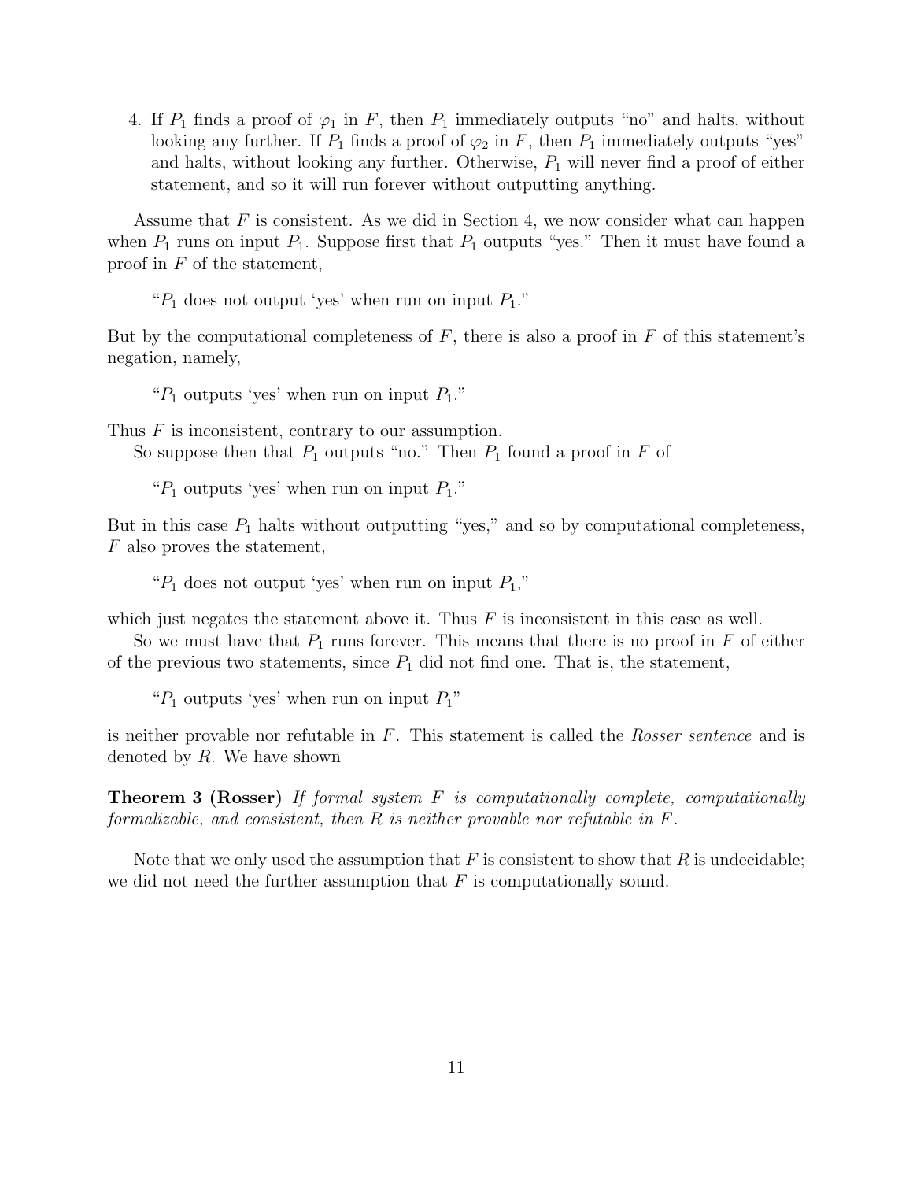4. If $P_1$ finds a proof of $\varphi_1$ in $F$, then $P_1$ immediately outputs "no" and halts, without looking any further. If $P_1$ finds a proof of $\varphi_2$ in $F$, then $P_1$ immediately outputs "yes" and halts, without looking any further. Otherwise, $P_1$ will never find a proof of either statement, and so it will run forever without outputting anything.

Assume that $F$ is consistent. As we did in Section 4, we now consider what can happen when $P_1$ runs on input $P_1$. Suppose first that $P_1$ outputs "yes." Then it must have found a proof in $F$ of the statement,

> "$P_1$ does not output 'yes' when run on input $P_1$."

But by the computational completeness of $F$, there is also a proof in $F$ of this statement's negation, namely,

> "$P_1$ outputs 'yes' when run on input $P_1$."

Thus $F$ is inconsistent, contrary to our assumption.

So suppose then that $P_1$ outputs "no." Then $P_1$ found a proof in $F$ of

> "$P_1$ outputs 'yes' when run on input $P_1$."

But in this case $P_1$ halts without outputting "yes," and so by computational completeness, $F$ also proves the statement,

> "$P_1$ does not output 'yes' when run on input $P_1$,"

which just negates the statement above it. Thus $F$ is inconsistent in this case as well.

So we must have that $P_1$ runs forever. This means that there is no proof in $F$ of either of the previous two statements, since $P_1$ did not find one. That is, the statement,

> "$P_1$ outputs 'yes' when run on input $P_1$"

is neither provable nor refutable in $F$. This statement is called the *Rosser sentence* and is denoted by $R$. We have shown

**Theorem 3 (Rosser)** *If formal system $F$ is computationally complete, computationally formalizable, and consistent, then $R$ is neither provable nor refutable in $F$.*

Note that we only used the assumption that $F$ is consistent to show that $R$ is undecidable; we did not need the further assumption that $F$ is computationally sound.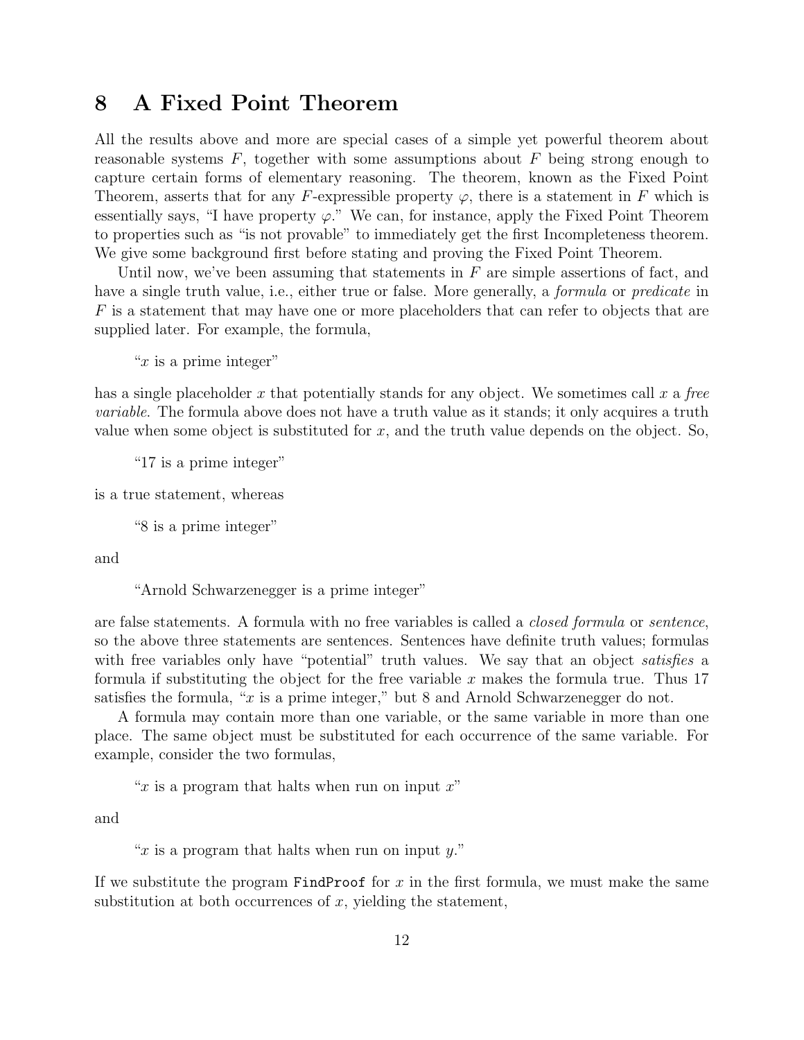## 8 A Fixed Point Theorem

All the results above and more are special cases of a simple yet powerful theorem about reasonable systems $F$, together with some assumptions about $F$ being strong enough to capture certain forms of elementary reasoning. The theorem, known as the Fixed Point Theorem, asserts that for any $F$-expressible property $\varphi$, there is a statement in $F$ which is essentially says, "I have property $\varphi$." We can, for instance, apply the Fixed Point Theorem to properties such as "is not provable" to immediately get the first Incompleteness theorem. We give some background first before stating and proving the Fixed Point Theorem.

Until now, we've been assuming that statements in $F$ are simple assertions of fact, and have a single truth value, i.e., either true or false. More generally, a *formula* or *predicate* in $F$ is a statement that may have one or more placeholders that can refer to objects that are supplied later. For example, the formula,

> "$x$ is a prime integer"

has a single placeholder $x$ that potentially stands for any object. We sometimes call $x$ a *free variable*. The formula above does not have a truth value as it stands; it only acquires a truth value when some object is substituted for $x$, and the truth value depends on the object. So,

> "17 is a prime integer"

is a true statement, whereas

> "8 is a prime integer"

and

> "Arnold Schwarzenegger is a prime integer"

are false statements. A formula with no free variables is called a *closed formula* or *sentence*, so the above three statements are sentences. Sentences have definite truth values; formulas with free variables only have "potential" truth values. We say that an object *satisfies* a formula if substituting the object for the free variable $x$ makes the formula true. Thus 17 satisfies the formula, "$x$ is a prime integer," but 8 and Arnold Schwarzenegger do not.

A formula may contain more than one variable, or the same variable in more than one place. The same object must be substituted for each occurrence of the same variable. For example, consider the two formulas,

> "$x$ is a program that halts when run on input $x$"

and

> "$x$ is a program that halts when run on input $y$."

If we substitute the program `FindProof` for $x$ in the first formula, we must make the same substitution at both occurrences of $x$, yielding the statement,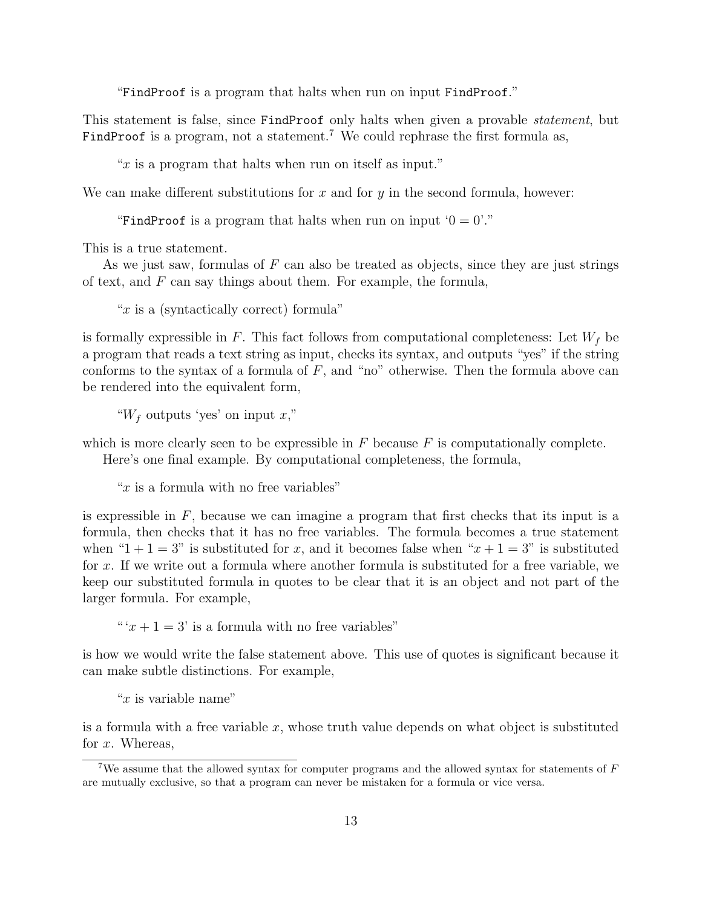"`FindProof` is a program that halts when run on input `FindProof`."

This statement is false, since `FindProof` only halts when given a provable *statement*, but `FindProof` is a program, not a statement.[7] We could rephrase the first formula as,

"$x$ is a program that halts when run on itself as input."

We can make different substitutions for $x$ and for $y$ in the second formula, however:

"`FindProof` is a program that halts when run on input '$0 = 0$'."

This is a true statement.

As we just saw, formulas of $F$ can also be treated as objects, since they are just strings of text, and $F$ can say things about them. For example, the formula,

"$x$ is a (syntactically correct) formula"

is formally expressible in $F$. This fact follows from computational completeness: Let $W_f$ be a program that reads a text string as input, checks its syntax, and outputs "yes" if the string conforms to the syntax of a formula of $F$, and "no" otherwise. Then the formula above can be rendered into the equivalent form,

"$W_f$ outputs 'yes' on input $x$,"

which is more clearly seen to be expressible in $F$ because $F$ is computationally complete.

Here's one final example. By computational completeness, the formula,

"$x$ is a formula with no free variables"

is expressible in $F$, because we can imagine a program that first checks that its input is a formula, then checks that it has no free variables. The formula becomes a true statement when "$1 + 1 = 3$" is substituted for $x$, and it becomes false when "$x + 1 = 3$" is substituted for $x$. If we write out a formula where another formula is substituted for a free variable, we keep our substituted formula in quotes to be clear that it is an object and not part of the larger formula. For example,

"'$x + 1 = 3$' is a formula with no free variables"

is how we would write the false statement above. This use of quotes is significant because it can make subtle distinctions. For example,

"$x$ is variable name"

is a formula with a free variable $x$, whose truth value depends on what object is substituted for $x$. Whereas,

---

[7] We assume that the allowed syntax for computer programs and the allowed syntax for statements of $F$ are mutually exclusive, so that a program can never be mistaken for a formula or vice versa.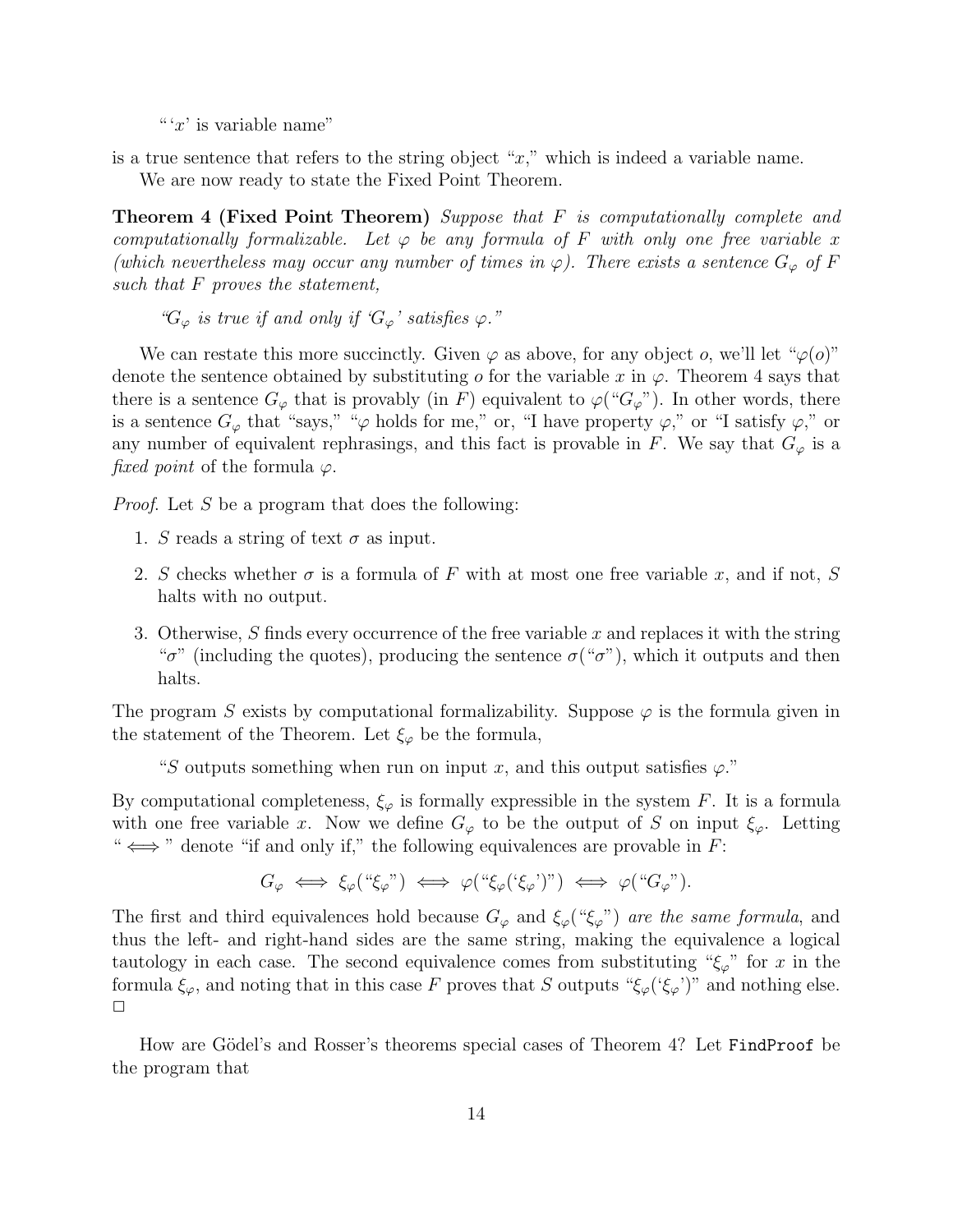"'$x$' is variable name"

is a true sentence that refers to the string object "$x$," which is indeed a variable name.

We are now ready to state the Fixed Point Theorem.

**Theorem 4 (Fixed Point Theorem)** *Suppose that $F$ is computationally complete and computationally formalizable. Let $\varphi$ be any formula of $F$ with only one free variable $x$ (which nevertheless may occur any number of times in $\varphi$). There exists a sentence $G_\varphi$ of $F$ such that $F$ proves the statement,*

> *"$G_\varphi$ is true if and only if '$G_\varphi$' satisfies $\varphi$."*

We can restate this more succinctly. Given $\varphi$ as above, for any object $o$, we'll let "$\varphi(o)$" denote the sentence obtained by substituting $o$ for the variable $x$ in $\varphi$. Theorem 4 says that there is a sentence $G_\varphi$ that is provably (in $F$) equivalent to $\varphi($"$G_\varphi$"$)$. In other words, there is a sentence $G_\varphi$ that "says," "$\varphi$ holds for me," or, "I have property $\varphi$," or "I satisfy $\varphi$," or any number of equivalent rephrasings, and this fact is provable in $F$. We say that $G_\varphi$ is a *fixed point* of the formula $\varphi$.

*Proof*. Let $S$ be a program that does the following:

1. $S$ reads a string of text $\sigma$ as input.
2. $S$ checks whether $\sigma$ is a formula of $F$ with at most one free variable $x$, and if not, $S$ halts with no output.
3. Otherwise, $S$ finds every occurrence of the free variable $x$ and replaces it with the string "$\sigma$" (including the quotes), producing the sentence $\sigma($"$\sigma$"$)$, which it outputs and then halts.

The program $S$ exists by computational formalizability. Suppose $\varphi$ is the formula given in the statement of the Theorem. Let $\xi_\varphi$ be the formula,

> "$S$ outputs something when run on input $x$, and this output satisfies $\varphi$."

By computational completeness, $\xi_\varphi$ is formally expressible in the system $F$. It is a formula with one free variable $x$. Now we define $G_\varphi$ to be the output of $S$ on input $\xi_\varphi$. Letting "$\iff$" denote "if and only if," the following equivalences are provable in $F$:

$$G_\varphi \iff \xi_\varphi(\text{“}\xi_\varphi\text{”}) \iff \varphi(\text{“}\xi_\varphi(\text{‘}\xi_\varphi\text{’})\text{”}) \iff \varphi(\text{“}G_\varphi\text{”}).$$

The first and third equivalences hold because $G_\varphi$ and $\xi_\varphi($"$\xi_\varphi$"$)$ *are the same formula*, and thus the left- and right-hand sides are the same string, making the equivalence a logical tautology in each case. The second equivalence comes from substituting "$\xi_\varphi$" for $x$ in the formula $\xi_\varphi$, and noting that in this case $F$ proves that $S$ outputs "$\xi_\varphi($'$\xi_\varphi$'$)$" and nothing else. □

How are Gödel's and Rosser's theorems special cases of Theorem 4? Let `FindProof` be the program that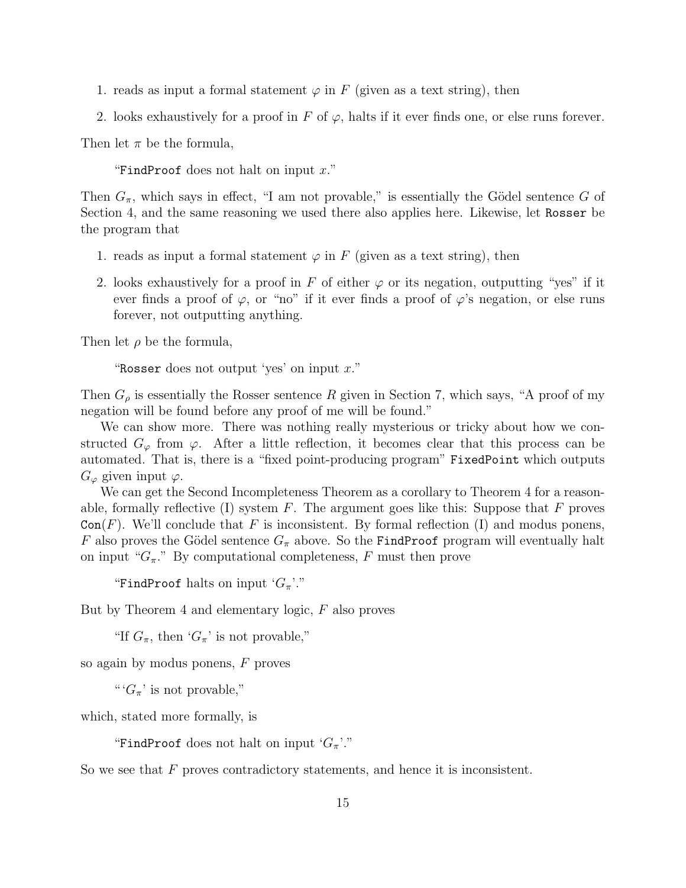1. reads as input a formal statement $\varphi$ in $F$ (given as a text string), then
2. looks exhaustively for a proof in $F$ of $\varphi$, halts if it ever finds one, or else runs forever.

Then let $\pi$ be the formula,

> "`FindProof` does not halt on input $x$."

Then $G_\pi$, which says in effect, "I am not provable," is essentially the Gödel sentence $G$ of Section 4, and the same reasoning we used there also applies here. Likewise, let `Rosser` be the program that

1. reads as input a formal statement $\varphi$ in $F$ (given as a text string), then
2. looks exhaustively for a proof in $F$ of either $\varphi$ or its negation, outputting "yes" if it ever finds a proof of $\varphi$, or "no" if it ever finds a proof of $\varphi$'s negation, or else runs forever, not outputting anything.

Then let $\rho$ be the formula,

> "`Rosser` does not output 'yes' on input $x$."

Then $G_\rho$ is essentially the Rosser sentence $R$ given in Section 7, which says, "A proof of my negation will be found before any proof of me will be found."

We can show more. There was nothing really mysterious or tricky about how we constructed $G_\varphi$ from $\varphi$. After a little reflection, it becomes clear that this process can be automated. That is, there is a "fixed point-producing program" `FixedPoint` which outputs $G_\varphi$ given input $\varphi$.

We can get the Second Incompleteness Theorem as a corollary to Theorem 4 for a reasonable, formally reflective (I) system $F$. The argument goes like this: Suppose that $F$ proves $\texttt{Con}(F)$. We'll conclude that $F$ is inconsistent. By formal reflection (I) and modus ponens, $F$ also proves the Gödel sentence $G_\pi$ above. So the `FindProof` program will eventually halt on input "$G_\pi$." By computational completeness, $F$ must then prove

> "`FindProof` halts on input '$G_\pi$'."

But by Theorem 4 and elementary logic, $F$ also proves

> "If $G_\pi$, then '$G_\pi$' is not provable,"

so again by modus ponens, $F$ proves

> "'$G_\pi$' is not provable,"

which, stated more formally, is

> "`FindProof` does not halt on input '$G_\pi$'."

So we see that $F$ proves contradictory statements, and hence it is inconsistent.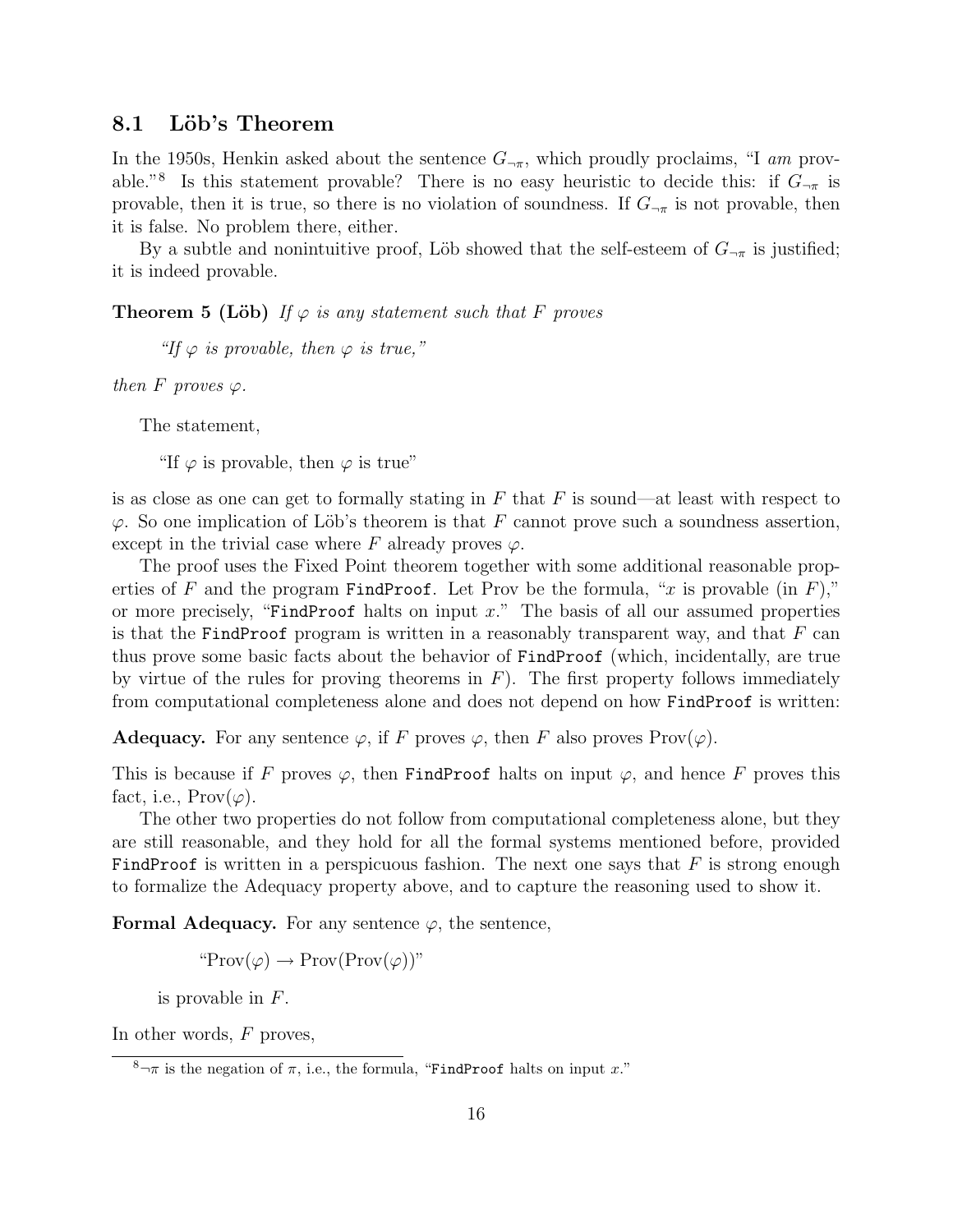### 8.1 Löb's Theorem

In the 1950s, Henkin asked about the sentence $G_{\neg\pi}$, which proudly proclaims, "I *am* provable."[8] Is this statement provable? There is no easy heuristic to decide this: if $G_{\neg\pi}$ is provable, then it is true, so there is no violation of soundness. If $G_{\neg\pi}$ is not provable, then it is false. No problem there, either.

By a subtle and nonintuitive proof, Löb showed that the self-esteem of $G_{\neg\pi}$ is justified; it is indeed provable.

**Theorem 5 (Löb)** *If $\varphi$ is any statement such that $F$ proves*

> *"If $\varphi$ is provable, then $\varphi$ is true,"*

*then $F$ proves $\varphi$.*

The statement,

> "If $\varphi$ is provable, then $\varphi$ is true"

is as close as one can get to formally stating in $F$ that $F$ is sound—at least with respect to $\varphi$. So one implication of Löb's theorem is that $F$ cannot prove such a soundness assertion, except in the trivial case where $F$ already proves $\varphi$.

The proof uses the Fixed Point theorem together with some additional reasonable properties of $F$ and the program `FindProof`. Let Prov be the formula, "$x$ is provable (in $F$)," or more precisely, "`FindProof` halts on input $x$." The basis of all our assumed properties is that the `FindProof` program is written in a reasonably transparent way, and that $F$ can thus prove some basic facts about the behavior of `FindProof` (which, incidentally, are true by virtue of the rules for proving theorems in $F$). The first property follows immediately from computational completeness alone and does not depend on how `FindProof` is written:

**Adequacy.** For any sentence $\varphi$, if $F$ proves $\varphi$, then $F$ also proves $\text{Prov}(\varphi)$.

This is because if $F$ proves $\varphi$, then `FindProof` halts on input $\varphi$, and hence $F$ proves this fact, i.e., $\text{Prov}(\varphi)$.

The other two properties do not follow from computational completeness alone, but they are still reasonable, and they hold for all the formal systems mentioned before, provided `FindProof` is written in a perspicuous fashion. The next one says that $F$ is strong enough to formalize the Adequacy property above, and to capture the reasoning used to show it.

**Formal Adequacy.** For any sentence $\varphi$, the sentence,

> "$\text{Prov}(\varphi) \rightarrow \text{Prov}(\text{Prov}(\varphi))$"

is provable in $F$.

In other words, $F$ proves,

[8] $\neg\pi$ is the negation of $\pi$, i.e., the formula, "`FindProof` halts on input $x$."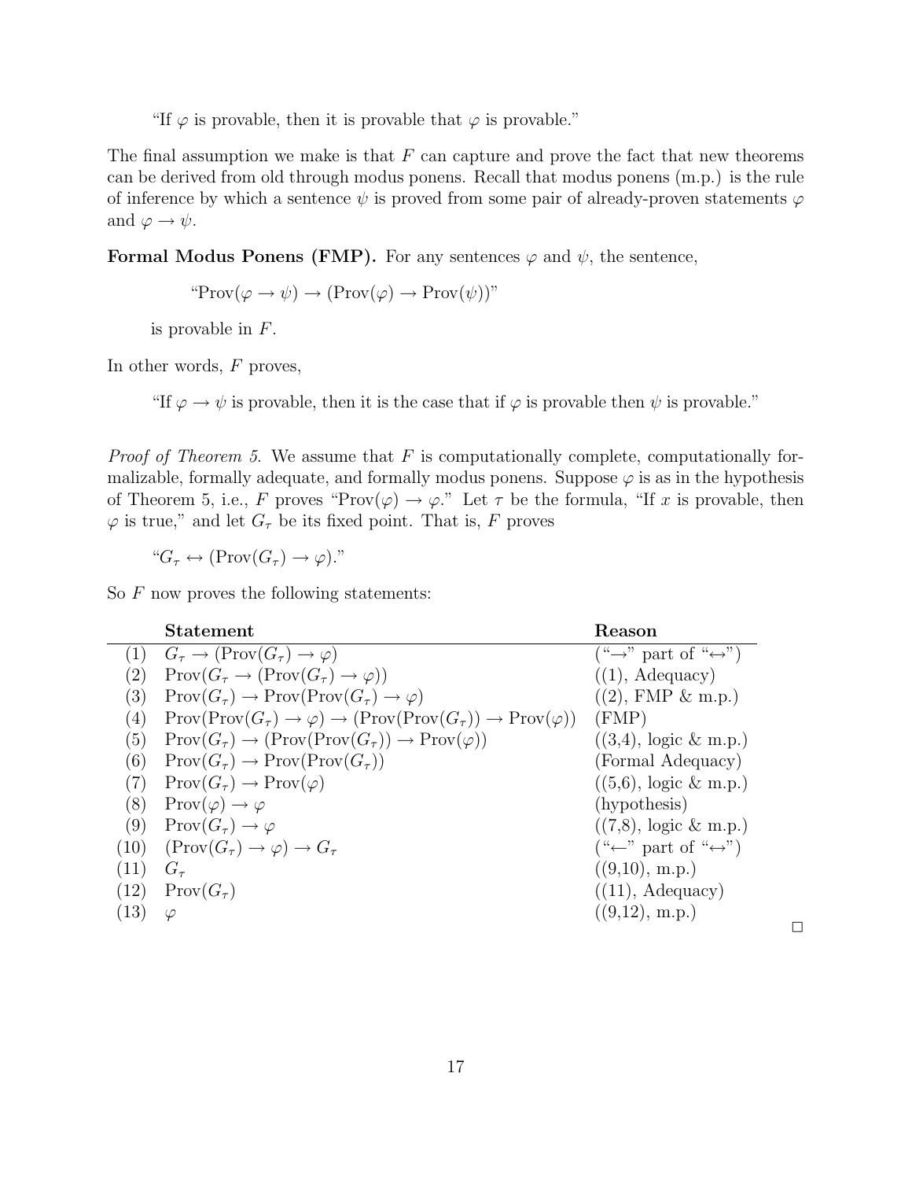"If $\varphi$ is provable, then it is provable that $\varphi$ is provable."

The final assumption we make is that $F$ can capture and prove the fact that new theorems can be derived from old through modus ponens. Recall that modus ponens (m.p.) is the rule of inference by which a sentence $\psi$ is proved from some pair of already-proven statements $\varphi$ and $\varphi \to \psi$.

**Formal Modus Ponens (FMP).** For any sentences $\varphi$ and $\psi$, the sentence,

"$\text{Prov}(\varphi \to \psi) \to (\text{Prov}(\varphi) \to \text{Prov}(\psi))$"

is provable in $F$.

In other words, $F$ proves,

"If $\varphi \to \psi$ is provable, then it is the case that if $\varphi$ is provable then $\psi$ is provable."

*Proof of Theorem 5.* We assume that $F$ is computationally complete, computationally formalizable, formally adequate, and formally modus ponens. Suppose $\varphi$ is as in the hypothesis of Theorem 5, i.e., $F$ proves "$\text{Prov}(\varphi) \to \varphi$." Let $\tau$ be the formula, "If $x$ is provable, then $\varphi$ is true," and let $G_\tau$ be its fixed point. That is, $F$ proves

"$G_\tau \leftrightarrow (\text{Prov}(G_\tau) \to \varphi)$."

So $F$ now proves the following statements:

| | Statement | Reason |
|---|---|---|
| (1) | $G_\tau \to (\text{Prov}(G_\tau) \to \varphi)$ | ("$\to$" part of "$\leftrightarrow$") |
| (2) | $\text{Prov}(G_\tau \to (\text{Prov}(G_\tau) \to \varphi))$ | ((1), Adequacy) |
| (3) | $\text{Prov}(G_\tau) \to \text{Prov}(\text{Prov}(G_\tau) \to \varphi)$ | ((2), FMP & m.p.) |
| (4) | $\text{Prov}(\text{Prov}(G_\tau) \to \varphi) \to (\text{Prov}(\text{Prov}(G_\tau)) \to \text{Prov}(\varphi))$ | (FMP) |
| (5) | $\text{Prov}(G_\tau) \to (\text{Prov}(\text{Prov}(G_\tau)) \to \text{Prov}(\varphi))$ | ((3,4), logic & m.p.) |
| (6) | $\text{Prov}(G_\tau) \to \text{Prov}(\text{Prov}(G_\tau))$ | (Formal Adequacy) |
| (7) | $\text{Prov}(G_\tau) \to \text{Prov}(\varphi)$ | ((5,6), logic & m.p.) |
| (8) | $\text{Prov}(\varphi) \to \varphi$ | (hypothesis) |
| (9) | $\text{Prov}(G_\tau) \to \varphi$ | ((7,8), logic & m.p.) |
| (10) | $(\text{Prov}(G_\tau) \to \varphi) \to G_\tau$ | ("$\leftarrow$" part of "$\leftrightarrow$") |
| (11) | $G_\tau$ | ((9,10), m.p.) |
| (12) | $\text{Prov}(G_\tau)$ | ((11), Adequacy) |
| (13) | $\varphi$ | ((9,12), m.p.) |

□